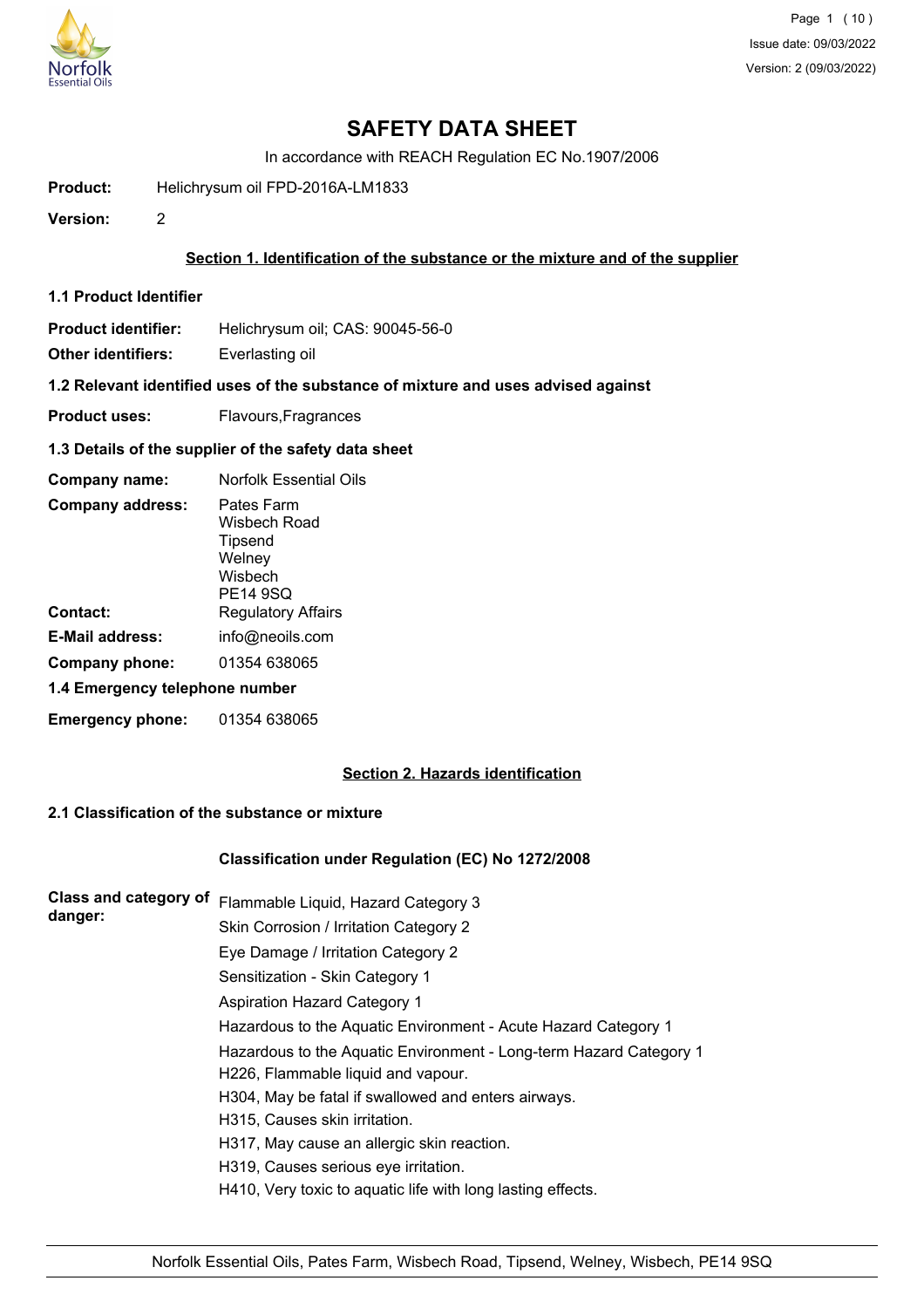# SAFETY DATA SHEET

In accordance with REACH Regulation EC No.1907/2006

**Product:** Helichrysum oil FPD-2016A-LM1833

**Version:** 2

## Section 1. Identification of the substance or the mixture and of the supplier

### 1.1 Product Identifier

**Product identifier:** Helichrysum oil; CAS: 90045-56-0

**Other identifiers:** Everlasting oil

### 1.2 Relevant identified uses of the substance of mixture and uses advised against

**Product uses:** Flavours,Fragrances

### 1.3 Details of the supplier of the safety data sheet

**Company name:** Norfolk Essential Oils

**Company address:** Pates Farm
Wisbech Road
Tipsend
Welney
Wisbech
PE14 9SQ

**Contact:** Regulatory Affairs

**E-Mail address:** info@neoils.com

**Company phone:** 01354 638065

### 1.4 Emergency telephone number

**Emergency phone:** 01354 638065

## Section 2. Hazards identification

### 2.1 Classification of the substance or mixture

**Classification under Regulation (EC) No 1272/2008**

**Class and category of danger:**

Flammable Liquid, Hazard Category 3
Skin Corrosion / Irritation Category 2
Eye Damage / Irritation Category 2
Sensitization - Skin Category 1
Aspiration Hazard Category 1
Hazardous to the Aquatic Environment - Acute Hazard Category 1
Hazardous to the Aquatic Environment - Long-term Hazard Category 1
H226, Flammable liquid and vapour.
H304, May be fatal if swallowed and enters airways.
H315, Causes skin irritation.
H317, May cause an allergic skin reaction.
H319, Causes serious eye irritation.
H410, Very toxic to aquatic life with long lasting effects.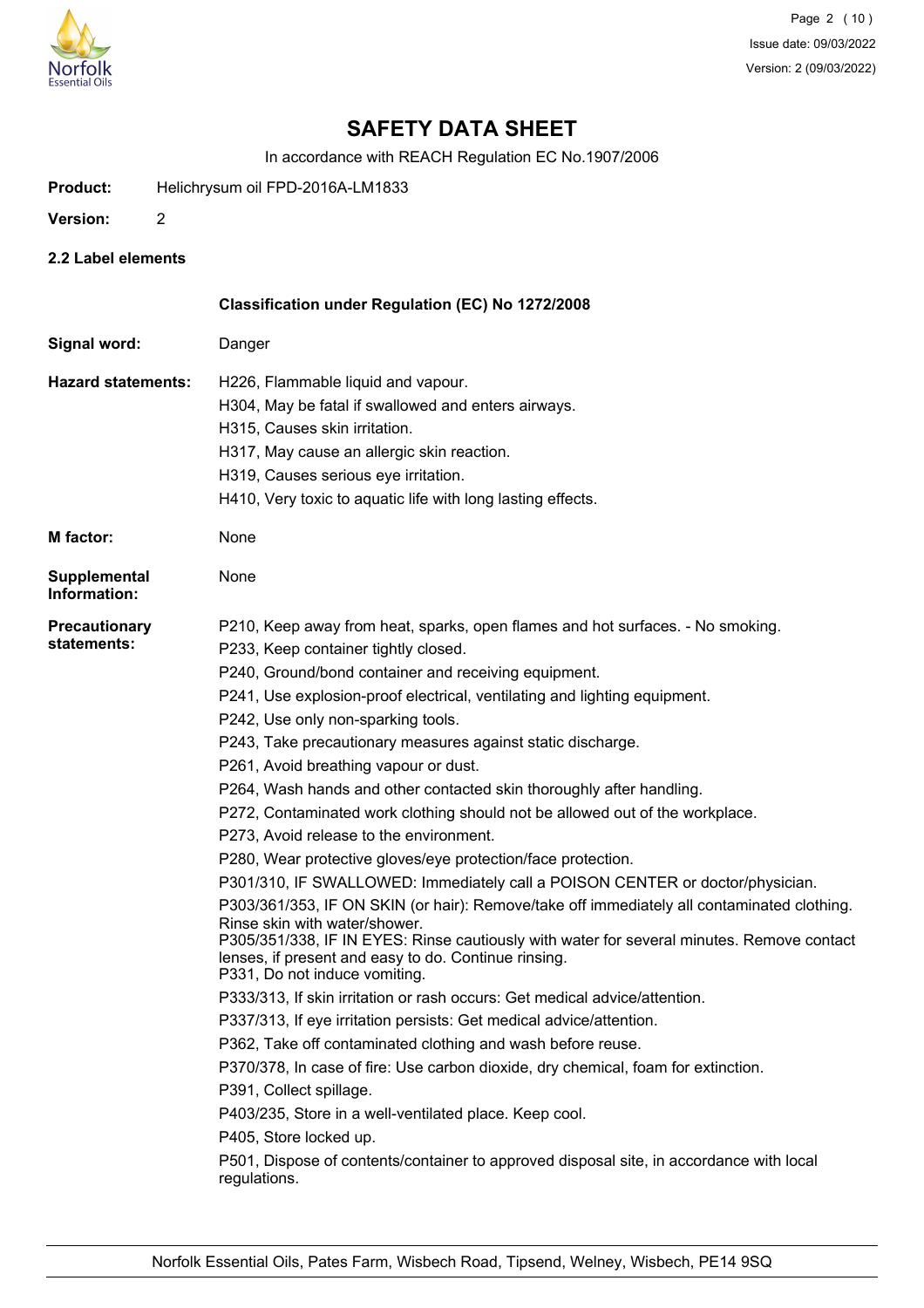# SAFETY DATA SHEET

In accordance with REACH Regulation EC No.1907/2006

**Product:** Helichrysum oil FPD-2016A-LM1833

**Version:** 2

### 2.2 Label elements

**Classification under Regulation (EC) No 1272/2008**

**Signal word:** Danger

**Hazard statements:**

H226, Flammable liquid and vapour.
H304, May be fatal if swallowed and enters airways.
H315, Causes skin irritation.
H317, May cause an allergic skin reaction.
H319, Causes serious eye irritation.
H410, Very toxic to aquatic life with long lasting effects.

**M factor:** None

**Supplemental Information:** None

**Precautionary statements:**

P210, Keep away from heat, sparks, open flames and hot surfaces. - No smoking.
P233, Keep container tightly closed.
P240, Ground/bond container and receiving equipment.
P241, Use explosion-proof electrical, ventilating and lighting equipment.
P242, Use only non-sparking tools.
P243, Take precautionary measures against static discharge.
P261, Avoid breathing vapour or dust.
P264, Wash hands and other contacted skin thoroughly after handling.
P272, Contaminated work clothing should not be allowed out of the workplace.
P273, Avoid release to the environment.
P280, Wear protective gloves/eye protection/face protection.
P301/310, IF SWALLOWED: Immediately call a POISON CENTER or doctor/physician.
P303/361/353, IF ON SKIN (or hair): Remove/take off immediately all contaminated clothing. Rinse skin with water/shower.
P305/351/338, IF IN EYES: Rinse cautiously with water for several minutes. Remove contact lenses, if present and easy to do. Continue rinsing.
P331, Do not induce vomiting.
P333/313, If skin irritation or rash occurs: Get medical advice/attention.
P337/313, If eye irritation persists: Get medical advice/attention.
P362, Take off contaminated clothing and wash before reuse.
P370/378, In case of fire: Use carbon dioxide, dry chemical, foam for extinction.
P391, Collect spillage.
P403/235, Store in a well-ventilated place. Keep cool.
P405, Store locked up.
P501, Dispose of contents/container to approved disposal site, in accordance with local regulations.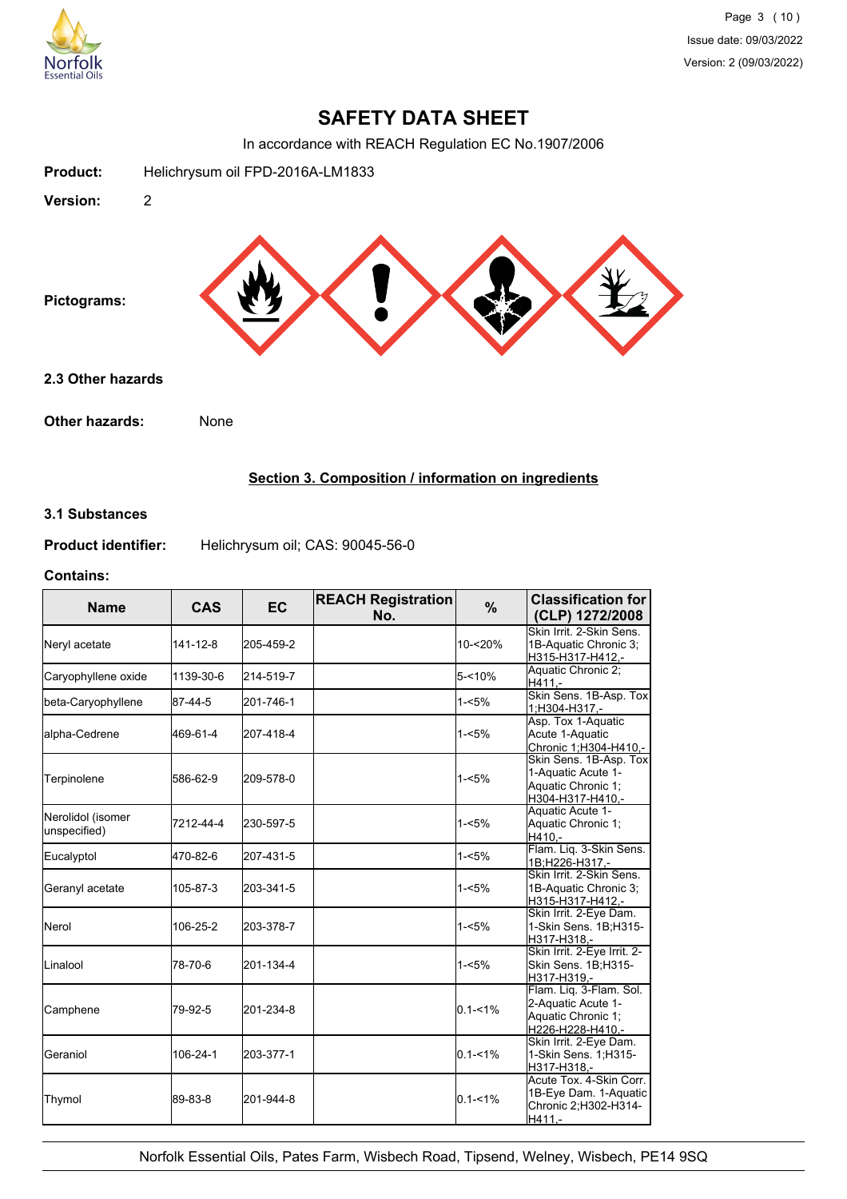# SAFETY DATA SHEET

In accordance with REACH Regulation EC No.1907/2006

**Product:** Helichrysum oil FPD-2016A-LM1833

**Version:** 2

**Pictograms:**

### 2.3 Other hazards

**Other hazards:** None

## Section 3. Composition / information on ingredients

### 3.1 Substances

**Product identifier:** Helichrysum oil; CAS: 90045-56-0

**Contains:**

| Name | CAS | EC | REACH Registration No. | % | Classification for (CLP) 1272/2008 |
|---|---|---|---|---|---|
| Neryl acetate | 141-12-8 | 205-459-2 | | 10-<20% | Skin Irrit. 2-Skin Sens. 1B-Aquatic Chronic 3; H315-H317-H412,- |
| Caryophyllene oxide | 1139-30-6 | 214-519-7 | | 5-<10% | Aquatic Chronic 2; H411,- |
| beta-Caryophyllene | 87-44-5 | 201-746-1 | | 1-<5% | Skin Sens. 1B-Asp. Tox 1;H304-H317,- |
| alpha-Cedrene | 469-61-4 | 207-418-4 | | 1-<5% | Asp. Tox 1-Aquatic Acute 1-Aquatic Chronic 1;H304-H410,- |
| Terpinolene | 586-62-9 | 209-578-0 | | 1-<5% | Skin Sens. 1B-Asp. Tox 1-Aquatic Acute 1-Aquatic Chronic 1; H304-H317-H410,- |
| Nerolidol (isomer unspecified) | 7212-44-4 | 230-597-5 | | 1-<5% | Aquatic Acute 1-Aquatic Chronic 1; H410,- |
| Eucalyptol | 470-82-6 | 207-431-5 | | 1-<5% | Flam. Liq. 3-Skin Sens. 1B;H226-H317,- |
| Geranyl acetate | 105-87-3 | 203-341-5 | | 1-<5% | Skin Irrit. 2-Skin Sens. 1B-Aquatic Chronic 3; H315-H317-H412,- |
| Nerol | 106-25-2 | 203-378-7 | | 1-<5% | Skin Irrit. 2-Eye Dam. 1-Skin Sens. 1B;H315-H317-H318,- |
| Linalool | 78-70-6 | 201-134-4 | | 1-<5% | Skin Irrit. 2-Eye Irrit. 2-Skin Sens. 1B;H315-H317-H319,- |
| Camphene | 79-92-5 | 201-234-8 | | 0.1-<1% | Flam. Liq. 3-Flam. Sol. 2-Aquatic Acute 1-Aquatic Chronic 1; H226-H228-H410,- |
| Geraniol | 106-24-1 | 203-377-1 | | 0.1-<1% | Skin Irrit. 2-Eye Dam. 1-Skin Sens. 1;H315-H317-H318,- |
| Thymol | 89-83-8 | 201-944-8 | | 0.1-<1% | Acute Tox. 4-Skin Corr. 1B-Eye Dam. 1-Aquatic Chronic 2;H302-H314-H411,- |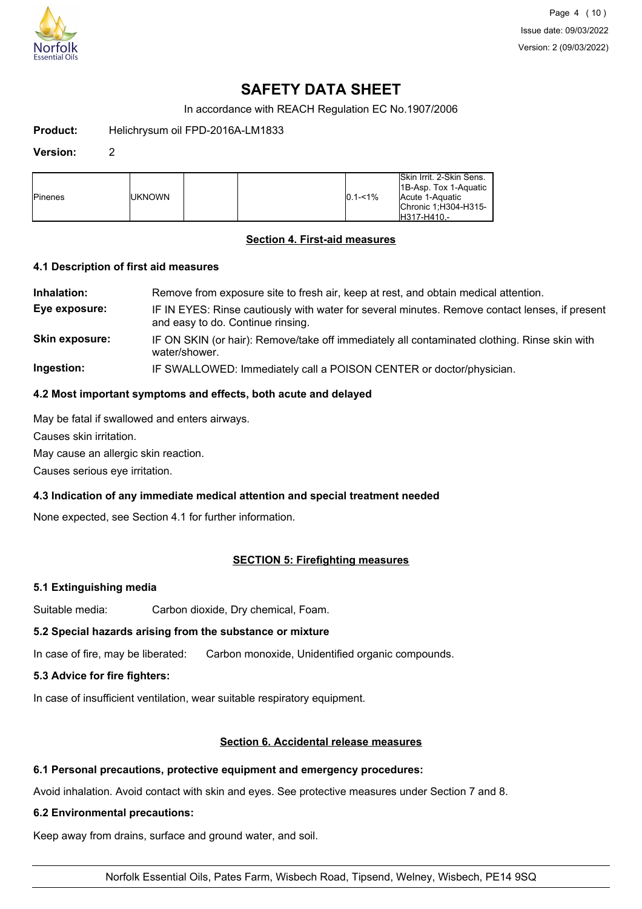# SAFETY DATA SHEET

In accordance with REACH Regulation EC No.1907/2006

**Product:** Helichrysum oil FPD-2016A-LM1833

**Version:** 2

| | | | | | |
|---|---|---|---|---|---|
| Pinenes | UKNOWN | | | 0.1-<1% | Skin Irrit. 2-Skin Sens. 1B-Asp. Tox 1-Aquatic Acute 1-Aquatic Chronic 1;H304-H315-H317-H410,- |

## Section 4. First-aid measures

### 4.1 Description of first aid measures

**Inhalation:** Remove from exposure site to fresh air, keep at rest, and obtain medical attention.

**Eye exposure:** IF IN EYES: Rinse cautiously with water for several minutes. Remove contact lenses, if present and easy to do. Continue rinsing.

**Skin exposure:** IF ON SKIN (or hair): Remove/take off immediately all contaminated clothing. Rinse skin with water/shower.

**Ingestion:** IF SWALLOWED: Immediately call a POISON CENTER or doctor/physician.

### 4.2 Most important symptoms and effects, both acute and delayed

May be fatal if swallowed and enters airways.

Causes skin irritation.

May cause an allergic skin reaction.

Causes serious eye irritation.

### 4.3 Indication of any immediate medical attention and special treatment needed

None expected, see Section 4.1 for further information.

## SECTION 5: Firefighting measures

### 5.1 Extinguishing media

Suitable media: Carbon dioxide, Dry chemical, Foam.

### 5.2 Special hazards arising from the substance or mixture

In case of fire, may be liberated: Carbon monoxide, Unidentified organic compounds.

### 5.3 Advice for fire fighters:

In case of insufficient ventilation, wear suitable respiratory equipment.

## Section 6. Accidental release measures

### 6.1 Personal precautions, protective equipment and emergency procedures:

Avoid inhalation. Avoid contact with skin and eyes. See protective measures under Section 7 and 8.

### 6.2 Environmental precautions:

Keep away from drains, surface and ground water, and soil.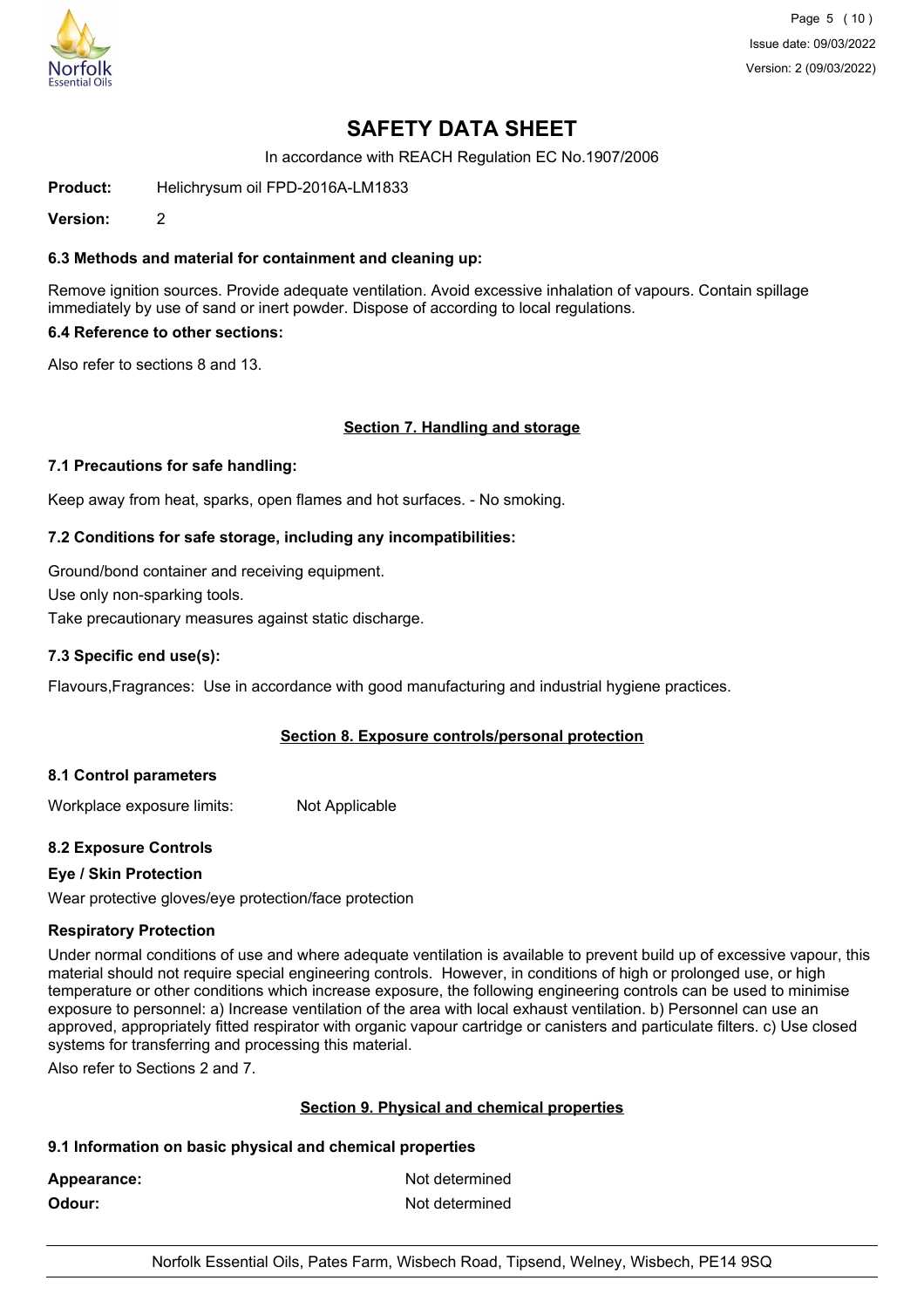# SAFETY DATA SHEET

In accordance with REACH Regulation EC No.1907/2006

**Product:** Helichrysum oil FPD-2016A-LM1833

**Version:** 2

### 6.3 Methods and material for containment and cleaning up:

Remove ignition sources. Provide adequate ventilation. Avoid excessive inhalation of vapours. Contain spillage immediately by use of sand or inert powder. Dispose of according to local regulations.

### 6.4 Reference to other sections:

Also refer to sections 8 and 13.

## Section 7. Handling and storage

### 7.1 Precautions for safe handling:

Keep away from heat, sparks, open flames and hot surfaces. - No smoking.

### 7.2 Conditions for safe storage, including any incompatibilities:

Ground/bond container and receiving equipment.

Use only non-sparking tools.

Take precautionary measures against static discharge.

### 7.3 Specific end use(s):

Flavours,Fragrances: Use in accordance with good manufacturing and industrial hygiene practices.

## Section 8. Exposure controls/personal protection

### 8.1 Control parameters

Workplace exposure limits: Not Applicable

### 8.2 Exposure Controls

**Eye / Skin Protection**

Wear protective gloves/eye protection/face protection

**Respiratory Protection**

Under normal conditions of use and where adequate ventilation is available to prevent build up of excessive vapour, this material should not require special engineering controls. However, in conditions of high or prolonged use, or high temperature or other conditions which increase exposure, the following engineering controls can be used to minimise exposure to personnel: a) Increase ventilation of the area with local exhaust ventilation. b) Personnel can use an approved, appropriately fitted respirator with organic vapour cartridge or canisters and particulate filters. c) Use closed systems for transferring and processing this material.

Also refer to Sections 2 and 7.

## Section 9. Physical and chemical properties

### 9.1 Information on basic physical and chemical properties

**Appearance:** Not determined

**Odour:** Not determined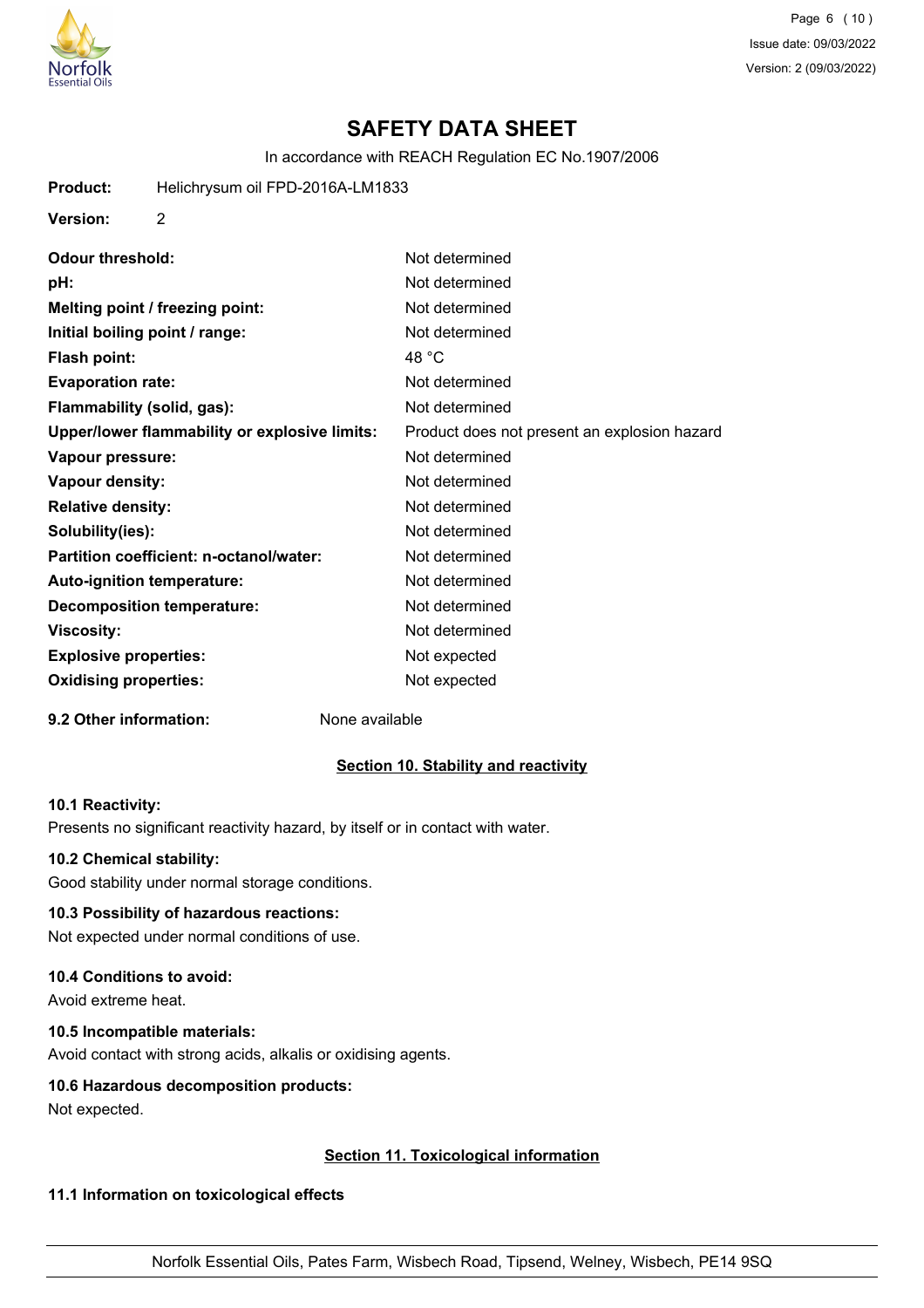# SAFETY DATA SHEET

In accordance with REACH Regulation EC No.1907/2006

**Product:** Helichrysum oil FPD-2016A-LM1833

**Version:** 2

| | |
|---|---|
| **Odour threshold:** | Not determined |
| **pH:** | Not determined |
| **Melting point / freezing point:** | Not determined |
| **Initial boiling point / range:** | Not determined |
| **Flash point:** | 48 °C |
| **Evaporation rate:** | Not determined |
| **Flammability (solid, gas):** | Not determined |
| **Upper/lower flammability or explosive limits:** | Product does not present an explosion hazard |
| **Vapour pressure:** | Not determined |
| **Vapour density:** | Not determined |
| **Relative density:** | Not determined |
| **Solubility(ies):** | Not determined |
| **Partition coefficient: n-octanol/water:** | Not determined |
| **Auto-ignition temperature:** | Not determined |
| **Decomposition temperature:** | Not determined |
| **Viscosity:** | Not determined |
| **Explosive properties:** | Not expected |
| **Oxidising properties:** | Not expected |

**9.2 Other information:** None available

## Section 10. Stability and reactivity

**10.1 Reactivity:**

Presents no significant reactivity hazard, by itself or in contact with water.

**10.2 Chemical stability:**

Good stability under normal storage conditions.

**10.3 Possibility of hazardous reactions:**

Not expected under normal conditions of use.

**10.4 Conditions to avoid:**

Avoid extreme heat.

**10.5 Incompatible materials:**

Avoid contact with strong acids, alkalis or oxidising agents.

**10.6 Hazardous decomposition products:**

Not expected.

## Section 11. Toxicological information

**11.1 Information on toxicological effects**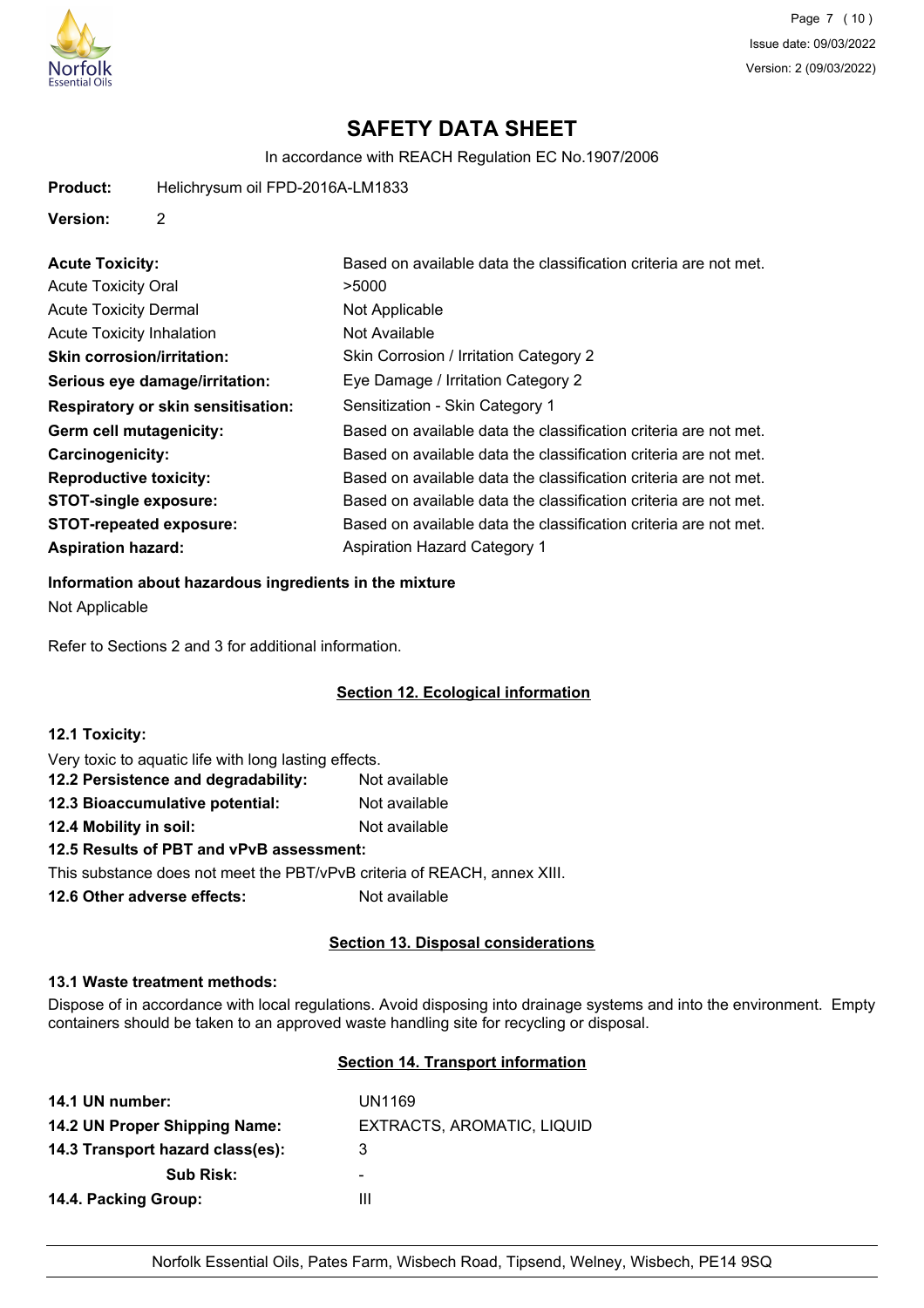# SAFETY DATA SHEET

In accordance with REACH Regulation EC No.1907/2006

**Product:** Helichrysum oil FPD-2016A-LM1833

**Version:** 2

| | |
|---|---|
| **Acute Toxicity:** | Based on available data the classification criteria are not met. |
| Acute Toxicity Oral | >5000 |
| Acute Toxicity Dermal | Not Applicable |
| Acute Toxicity Inhalation | Not Available |
| **Skin corrosion/irritation:** | Skin Corrosion / Irritation Category 2 |
| **Serious eye damage/irritation:** | Eye Damage / Irritation Category 2 |
| **Respiratory or skin sensitisation:** | Sensitization - Skin Category 1 |
| **Germ cell mutagenicity:** | Based on available data the classification criteria are not met. |
| **Carcinogenicity:** | Based on available data the classification criteria are not met. |
| **Reproductive toxicity:** | Based on available data the classification criteria are not met. |
| **STOT-single exposure:** | Based on available data the classification criteria are not met. |
| **STOT-repeated exposure:** | Based on available data the classification criteria are not met. |
| **Aspiration hazard:** | Aspiration Hazard Category 1 |

**Information about hazardous ingredients in the mixture**

Not Applicable

Refer to Sections 2 and 3 for additional information.

## Section 12. Ecological information

**12.1 Toxicity:**

Very toxic to aquatic life with long lasting effects.

**12.2 Persistence and degradability:** Not available

**12.3 Bioaccumulative potential:** Not available

**12.4 Mobility in soil:** Not available

**12.5 Results of PBT and vPvB assessment:**

This substance does not meet the PBT/vPvB criteria of REACH, annex XIII.

**12.6 Other adverse effects:** Not available

## Section 13. Disposal considerations

**13.1 Waste treatment methods:**

Dispose of in accordance with local regulations. Avoid disposing into drainage systems and into the environment. Empty containers should be taken to an approved waste handling site for recycling or disposal.

## Section 14. Transport information

| | |
|---|---|
| **14.1 UN number:** | UN1169 |
| **14.2 UN Proper Shipping Name:** | EXTRACTS, AROMATIC, LIQUID |
| **14.3 Transport hazard class(es):** | 3 |
| **Sub Risk:** | - |
| **14.4. Packing Group:** | III |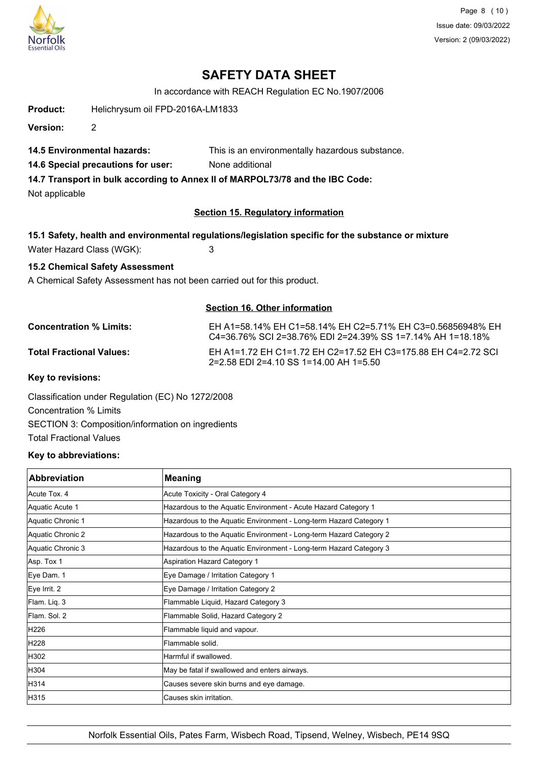# SAFETY DATA SHEET

In accordance with REACH Regulation EC No.1907/2006

**Product:** Helichrysum oil FPD-2016A-LM1833

**Version:** 2

**14.5 Environmental hazards:** This is an environmentally hazardous substance.

**14.6 Special precautions for user:** None additional

**14.7 Transport in bulk according to Annex II of MARPOL73/78 and the IBC Code:**

Not applicable

## Section 15. Regulatory information

**15.1 Safety, health and environmental regulations/legislation specific for the substance or mixture**

Water Hazard Class (WGK): 3

**15.2 Chemical Safety Assessment**

A Chemical Safety Assessment has not been carried out for this product.

## Section 16. Other information

**Concentration % Limits:** EH A1=58.14% EH C1=58.14% EH C2=5.71% EH C3=0.56856948% EH C4=36.76% SCI 2=38.76% EDI 2=24.39% SS 1=7.14% AH 1=18.18%

**Total Fractional Values:** EH A1=1.72 EH C1=1.72 EH C2=17.52 EH C3=175.88 EH C4=2.72 SCI 2=2.58 EDI 2=4.10 SS 1=14.00 AH 1=5.50

**Key to revisions:**

Classification under Regulation (EC) No 1272/2008

Concentration % Limits

SECTION 3: Composition/information on ingredients

Total Fractional Values

**Key to abbreviations:**

| Abbreviation | Meaning |
|---|---|
| Acute Tox. 4 | Acute Toxicity - Oral Category 4 |
| Aquatic Acute 1 | Hazardous to the Aquatic Environment - Acute Hazard Category 1 |
| Aquatic Chronic 1 | Hazardous to the Aquatic Environment - Long-term Hazard Category 1 |
| Aquatic Chronic 2 | Hazardous to the Aquatic Environment - Long-term Hazard Category 2 |
| Aquatic Chronic 3 | Hazardous to the Aquatic Environment - Long-term Hazard Category 3 |
| Asp. Tox 1 | Aspiration Hazard Category 1 |
| Eye Dam. 1 | Eye Damage / Irritation Category 1 |
| Eye Irrit. 2 | Eye Damage / Irritation Category 2 |
| Flam. Liq. 3 | Flammable Liquid, Hazard Category 3 |
| Flam. Sol. 2 | Flammable Solid, Hazard Category 2 |
| H226 | Flammable liquid and vapour. |
| H228 | Flammable solid. |
| H302 | Harmful if swallowed. |
| H304 | May be fatal if swallowed and enters airways. |
| H314 | Causes severe skin burns and eye damage. |
| H315 | Causes skin irritation. |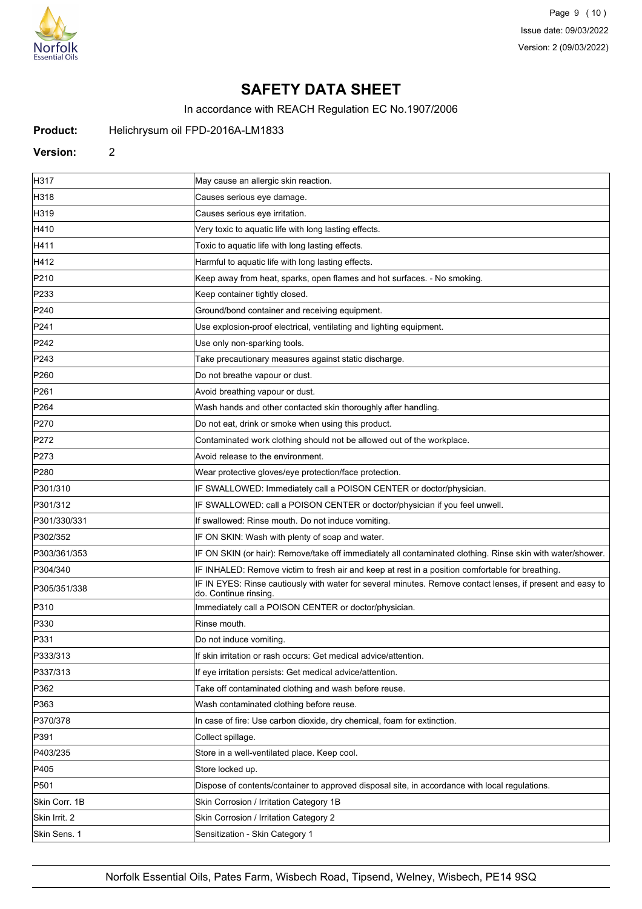# SAFETY DATA SHEET

In accordance with REACH Regulation EC No.1907/2006

**Product:** Helichrysum oil FPD-2016A-LM1833

**Version:** 2

| | |
|---|---|
| H317 | May cause an allergic skin reaction. |
| H318 | Causes serious eye damage. |
| H319 | Causes serious eye irritation. |
| H410 | Very toxic to aquatic life with long lasting effects. |
| H411 | Toxic to aquatic life with long lasting effects. |
| H412 | Harmful to aquatic life with long lasting effects. |
| P210 | Keep away from heat, sparks, open flames and hot surfaces. - No smoking. |
| P233 | Keep container tightly closed. |
| P240 | Ground/bond container and receiving equipment. |
| P241 | Use explosion-proof electrical, ventilating and lighting equipment. |
| P242 | Use only non-sparking tools. |
| P243 | Take precautionary measures against static discharge. |
| P260 | Do not breathe vapour or dust. |
| P261 | Avoid breathing vapour or dust. |
| P264 | Wash hands and other contacted skin thoroughly after handling. |
| P270 | Do not eat, drink or smoke when using this product. |
| P272 | Contaminated work clothing should not be allowed out of the workplace. |
| P273 | Avoid release to the environment. |
| P280 | Wear protective gloves/eye protection/face protection. |
| P301/310 | IF SWALLOWED: Immediately call a POISON CENTER or doctor/physician. |
| P301/312 | IF SWALLOWED: call a POISON CENTER or doctor/physician if you feel unwell. |
| P301/330/331 | If swallowed: Rinse mouth. Do not induce vomiting. |
| P302/352 | IF ON SKIN: Wash with plenty of soap and water. |
| P303/361/353 | IF ON SKIN (or hair): Remove/take off immediately all contaminated clothing. Rinse skin with water/shower. |
| P304/340 | IF INHALED: Remove victim to fresh air and keep at rest in a position comfortable for breathing. |
| P305/351/338 | IF IN EYES: Rinse cautiously with water for several minutes. Remove contact lenses, if present and easy to do. Continue rinsing. |
| P310 | Immediately call a POISON CENTER or doctor/physician. |
| P330 | Rinse mouth. |
| P331 | Do not induce vomiting. |
| P333/313 | If skin irritation or rash occurs: Get medical advice/attention. |
| P337/313 | If eye irritation persists: Get medical advice/attention. |
| P362 | Take off contaminated clothing and wash before reuse. |
| P363 | Wash contaminated clothing before reuse. |
| P370/378 | In case of fire: Use carbon dioxide, dry chemical, foam for extinction. |
| P391 | Collect spillage. |
| P403/235 | Store in a well-ventilated place. Keep cool. |
| P405 | Store locked up. |
| P501 | Dispose of contents/container to approved disposal site, in accordance with local regulations. |
| Skin Corr. 1B | Skin Corrosion / Irritation Category 1B |
| Skin Irrit. 2 | Skin Corrosion / Irritation Category 2 |
| Skin Sens. 1 | Sensitization - Skin Category 1 |

Norfolk Essential Oils, Pates Farm, Wisbech Road, Tipsend, Welney, Wisbech, PE14 9SQ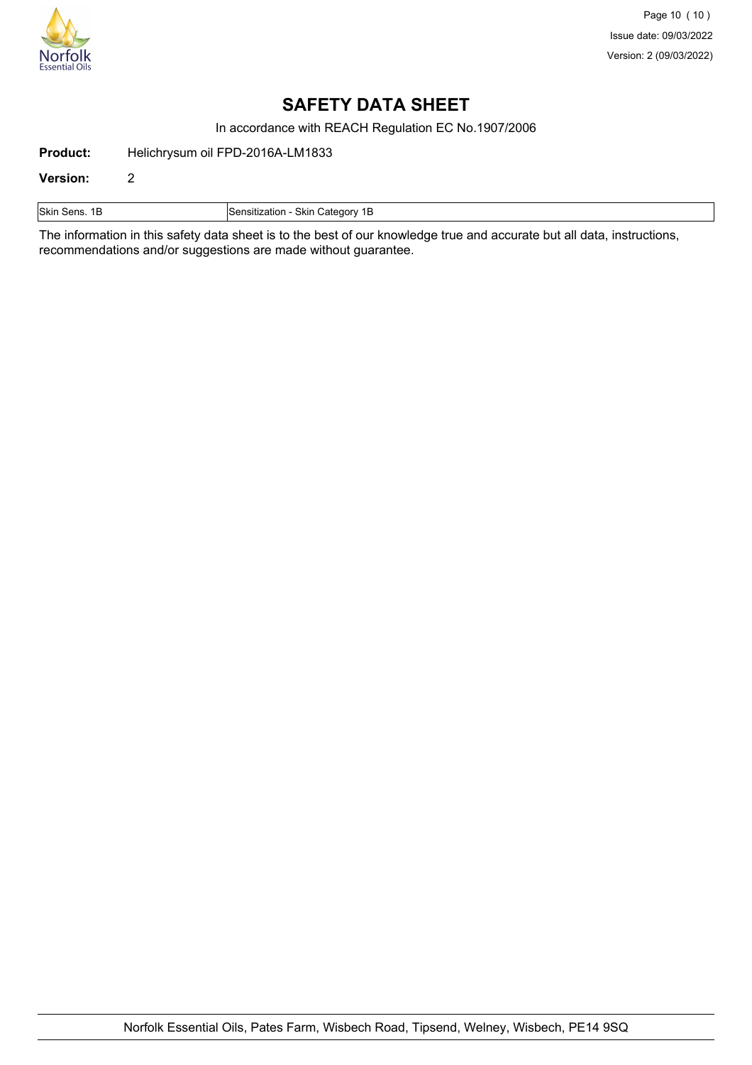# SAFETY DATA SHEET

In accordance with REACH Regulation EC No.1907/2006

**Product:** Helichrysum oil FPD-2016A-LM1833

**Version:** 2

| | |
|---|---|
| Skin Sens. 1B | Sensitization - Skin Category 1B |

The information in this safety data sheet is to the best of our knowledge true and accurate but all data, instructions, recommendations and/or suggestions are made without guarantee.

Norfolk Essential Oils, Pates Farm, Wisbech Road, Tipsend, Welney, Wisbech, PE14 9SQ